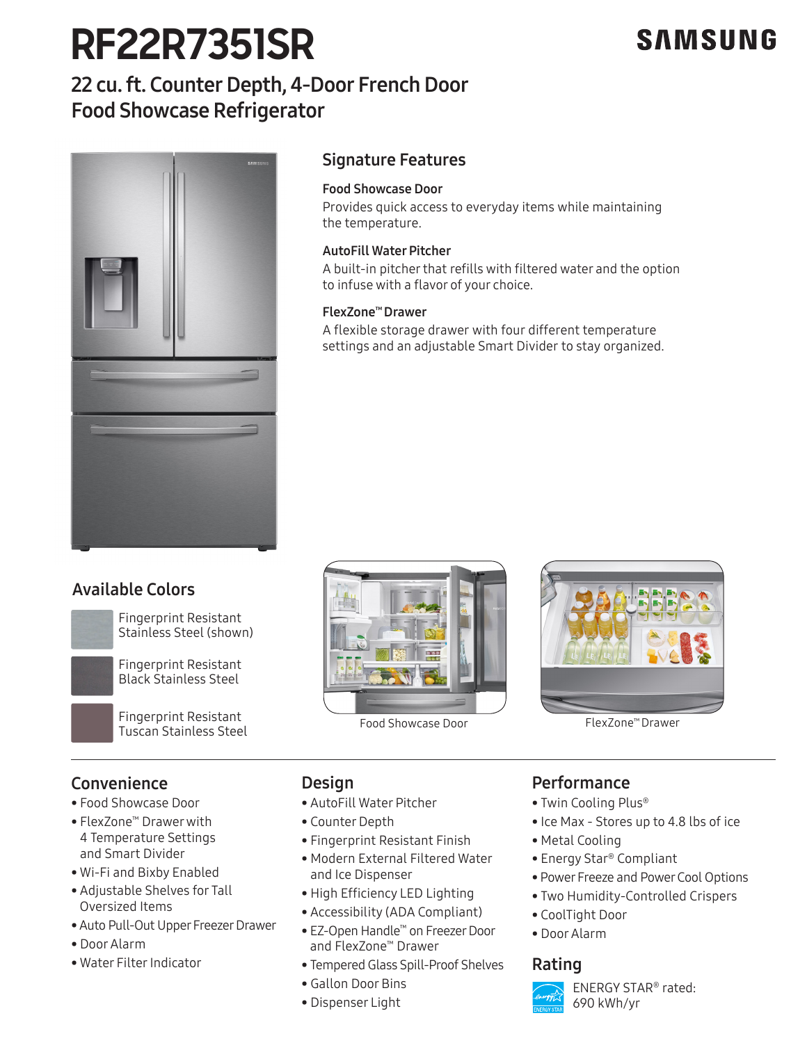# RF22R7351SR

SAMSUNG

## 22 cu. ft. Counter Depth, 4-Door French Door Food Showcase Refrigerator

## Signature Features

**Food Showcase Door**
Provides quick access to everyday items while maintaining the temperature.

**AutoFill Water Pitcher**
A built-in pitcher that refills with filtered water and the option to infuse with a flavor of your choice.

**FlexZone™ Drawer**
A flexible storage drawer with four different temperature settings and an adjustable Smart Divider to stay organized.

## Available Colors

- Fingerprint Resistant Stainless Steel (shown)
- Fingerprint Resistant Black Stainless Steel
- Fingerprint Resistant Tuscan Stainless Steel

Food Showcase Door

FlexZone™ Drawer

## Convenience

- Food Showcase Door
- FlexZone™ Drawer with 4 Temperature Settings and Smart Divider
- Wi-Fi and Bixby Enabled
- Adjustable Shelves for Tall Oversized Items
- Auto Pull-Out Upper Freezer Drawer
- Door Alarm
- Water Filter Indicator

## Design

- AutoFill Water Pitcher
- Counter Depth
- Fingerprint Resistant Finish
- Modern External Filtered Water and Ice Dispenser
- High Efficiency LED Lighting
- Accessibility (ADA Compliant)
- EZ-Open Handle™ on Freezer Door and FlexZone™ Drawer
- Tempered Glass Spill-Proof Shelves
- Gallon Door Bins
- Dispenser Light

## Performance

- Twin Cooling Plus®
- Ice Max - Stores up to 4.8 lbs of ice
- Metal Cooling
- Energy Star® Compliant
- Power Freeze and Power Cool Options
- Two Humidity-Controlled Crispers
- CoolTight Door
- Door Alarm

## Rating

ENERGY STAR® rated: 690 kWh/yr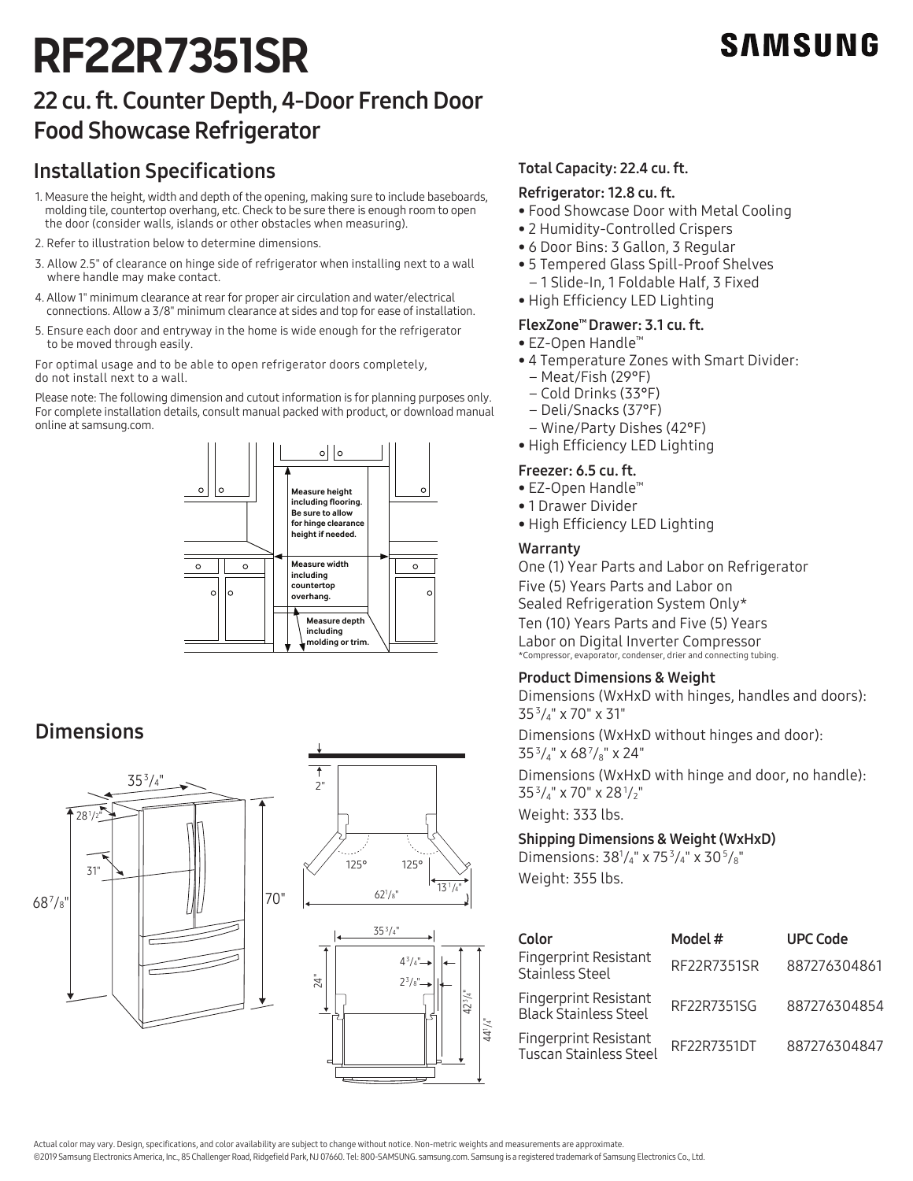# RF22R7351SR

SAMSUNG

## 22 cu. ft. Counter Depth, 4-Door French Door Food Showcase Refrigerator

## Installation Specifications

1. Measure the height, width and depth of the opening, making sure to include baseboards, molding tile, countertop overhang, etc. Check to be sure there is enough room to open the door (consider walls, islands or other obstacles when measuring).
2. Refer to illustration below to determine dimensions.
3. Allow 2.5" of clearance on hinge side of refrigerator when installing next to a wall where handle may make contact.
4. Allow 1" minimum clearance at rear for proper air circulation and water/electrical connections. Allow a 3/8" minimum clearance at sides and top for ease of installation.
5. Ensure each door and entryway in the home is wide enough for the refrigerator to be moved through easily.

For optimal usage and to be able to open refrigerator doors completely, do not install next to a wall.

Please note: The following dimension and cutout information is for planning purposes only. For complete installation details, consult manual packed with product, or download manual online at samsung.com.

Measure height including flooring. Be sure to allow for hinge clearance height if needed.

Measure width including countertop overhang.

Measure depth including molding or trim.

## Dimensions

35 3/4"
28 1/2"
31"
68 7/8"
70"
2"
125°
125°
13 1/4"
62 1/8"
35 3/4"
4 3/4"
2 3/8"
24"
42 3/4"
44 1/4"

**Total Capacity: 22.4 cu. ft.**

**Refrigerator: 12.8 cu. ft.**
- Food Showcase Door with Metal Cooling
- 2 Humidity-Controlled Crispers
- 6 Door Bins: 3 Gallon, 3 Regular
- 5 Tempered Glass Spill-Proof Shelves
  – 1 Slide-In, 1 Foldable Half, 3 Fixed
- High Efficiency LED Lighting

**FlexZone™ Drawer: 3.1 cu. ft.**
- EZ-Open Handle™
- 4 Temperature Zones with Smart Divider:
  – Meat/Fish (29°F)
  – Cold Drinks (33°F)
  – Deli/Snacks (37°F)
  – Wine/Party Dishes (42°F)
- High Efficiency LED Lighting

**Freezer: 6.5 cu. ft.**
- EZ-Open Handle™
- 1 Drawer Divider
- High Efficiency LED Lighting

**Warranty**

One (1) Year Parts and Labor on Refrigerator

Five (5) Years Parts and Labor on Sealed Refrigeration System Only*

Ten (10) Years Parts and Five (5) Years Labor on Digital Inverter Compressor

*Compressor, evaporator, condenser, drier and connecting tubing.

**Product Dimensions & Weight**

Dimensions (WxHxD with hinges, handles and doors): 35 3/4" x 70" x 31"

Dimensions (WxHxD without hinges and door): 35 3/4" x 68 7/8" x 24"

Dimensions (WxHxD with hinge and door, no handle): 35 3/4" x 70" x 28 1/2"

Weight: 333 lbs.

**Shipping Dimensions & Weight (WxHxD)**

Dimensions: 38 1/4" x 75 3/4" x 30 5/8"

Weight: 355 lbs.

| Color | Model # | UPC Code |
|---|---|---|
| Fingerprint Resistant Stainless Steel | RF22R7351SR | 887276304861 |
| Fingerprint Resistant Black Stainless Steel | RF22R7351SG | 887276304854 |
| Fingerprint Resistant Tuscan Stainless Steel | RF22R7351DT | 887276304847 |

Actual color may vary. Design, specifications, and color availability are subject to change without notice. Non-metric weights and measurements are approximate.

©2019 Samsung Electronics America, Inc., 85 Challenger Road, Ridgefield Park, NJ 07660. Tel: 800-SAMSUNG. samsung.com. Samsung is a registered trademark of Samsung Electronics Co., Ltd.